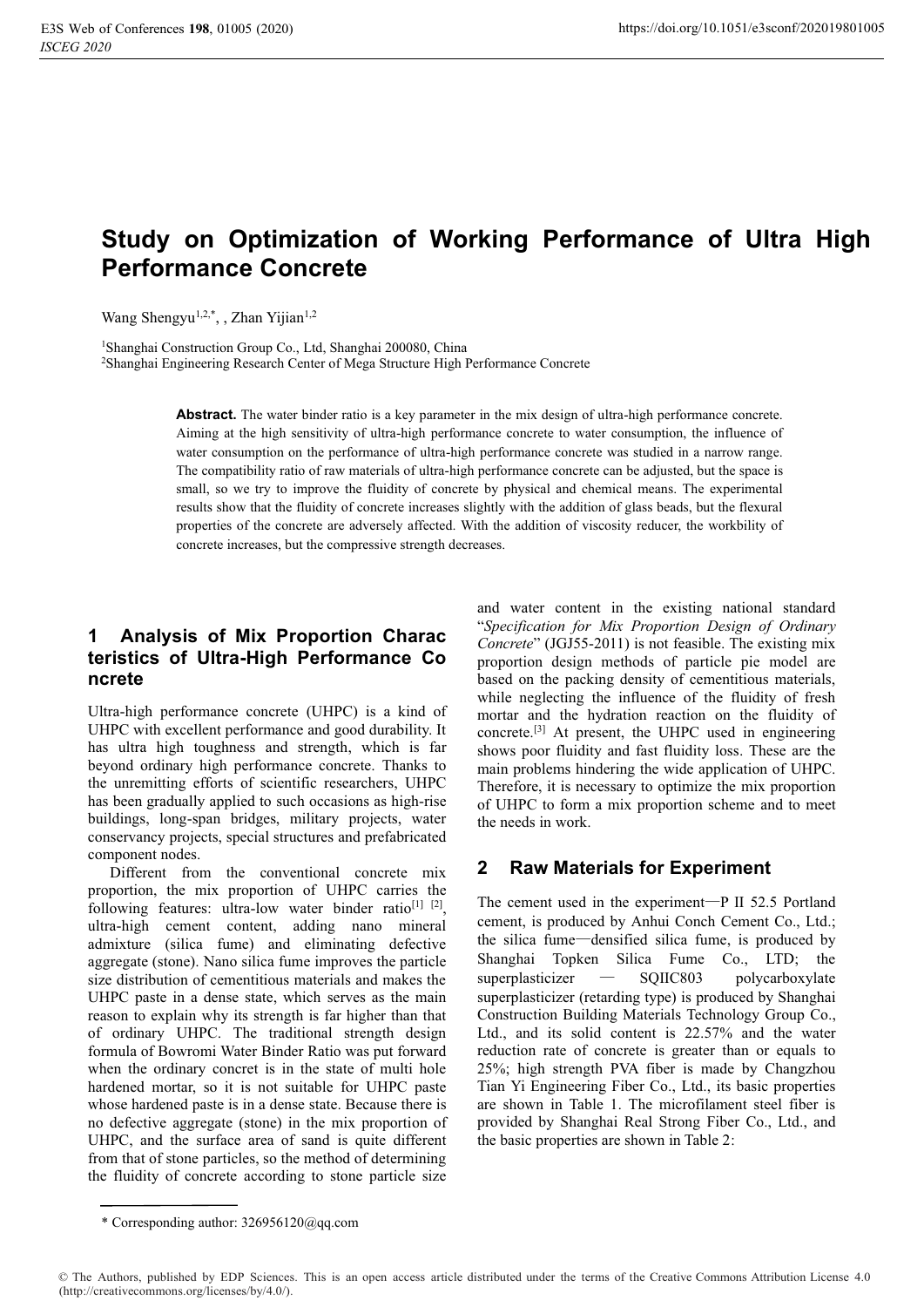# Study on Optimization of Working Performance of Ultra High Performance Concrete

Wang Shengyu[1,2,*], , Zhan Yijian[1,2]

[1]Shanghai Construction Group Co., Ltd, Shanghai 200080, China
[2]Shanghai Engineering Research Center of Mega Structure High Performance Concrete

**Abstract.** The water binder ratio is a key parameter in the mix design of ultra-high performance concrete. Aiming at the high sensitivity of ultra-high performance concrete to water consumption, the influence of water consumption on the performance of ultra-high performance concrete was studied in a narrow range. The compatibility ratio of raw materials of ultra-high performance concrete can be adjusted, but the space is small, so we try to improve the fluidity of concrete by physical and chemical means. The experimental results show that the fluidity of concrete increases slightly with the addition of glass beads, but the flexural properties of the concrete are adversely affected. With the addition of viscosity reducer, the workbility of concrete increases, but the compressive strength decreases.

## 1 Analysis of Mix Proportion Characteristics of Ultra-High Performance Concrete

Ultra-high performance concrete (UHPC) is a kind of UHPC with excellent performance and good durability. It has ultra high toughness and strength, which is far beyond ordinary high performance concrete. Thanks to the unremitting efforts of scientific researchers, UHPC has been gradually applied to such occasions as high-rise buildings, long-span bridges, military projects, water conservancy projects, special structures and prefabricated component nodes.

Different from the conventional concrete mix proportion, the mix proportion of UHPC carries the following features: ultra-low water binder ratio[1] [2], ultra-high cement content, adding nano mineral admixture (silica fume) and eliminating defective aggregate (stone). Nano silica fume improves the particle size distribution of cementitious materials and makes the UHPC paste in a dense state, which serves as the main reason to explain why its strength is far higher than that of ordinary UHPC. The traditional strength design formula of Bowromi Water Binder Ratio was put forward when the ordinary concret is in the state of multi hole hardened mortar, so it is not suitable for UHPC paste whose hardened paste is in a dense state. Because there is no defective aggregate (stone) in the mix proportion of UHPC, and the surface area of sand is quite different from that of stone particles, so the method of determining the fluidity of concrete according to stone particle size and water content in the existing national standard "*Specification for Mix Proportion Design of Ordinary Concrete*" (JGJ55-2011) is not feasible. The existing mix proportion design methods of particle pie model are based on the packing density of cementitious materials, while neglecting the influence of the fluidity of fresh mortar and the hydration reaction on the fluidity of concrete.[3] At present, the UHPC used in engineering shows poor fluidity and fast fluidity loss. These are the main problems hindering the wide application of UHPC. Therefore, it is necessary to optimize the mix proportion of UHPC to form a mix proportion scheme and to meet the needs in work.

## 2 Raw Materials for Experiment

The cement used in the experiment—P II 52.5 Portland cement, is produced by Anhui Conch Cement Co., Ltd.; the silica fume—densified silica fume, is produced by Shanghai Topken Silica Fume Co., LTD; the superplasticizer — SQIIC803 polycarboxylate superplasticizer (retarding type) is produced by Shanghai Construction Building Materials Technology Group Co., Ltd., and its solid content is 22.57% and the water reduction rate of concrete is greater than or equals to 25%; high strength PVA fiber is made by Changzhou Tian Yi Engineering Fiber Co., Ltd., its basic properties are shown in Table 1. The microfilament steel fiber is provided by Shanghai Real Strong Fiber Co., Ltd., and the basic properties are shown in Table 2:

\* Corresponding author: 326956120@qq.com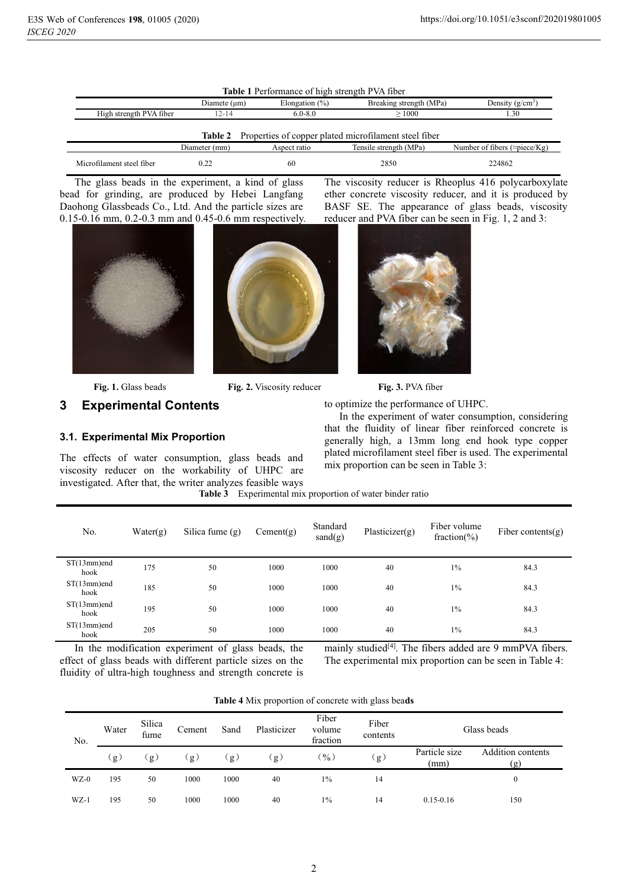**Table 1** Performance of high strength PVA fiber

| | Diamete (μm) | Elongation (%) | Breaking strength (MPa) | Density (g/cm$^3$) |
|---|---|---|---|---|
| High strength PVA fiber | 12-14 | 6.0-8.0 | ≥ 1000 | 1.30 |

**Table 2** Properties of copper plated microfilament steel fiber

| | Diameter (mm) | Aspect ratio | Tensile strength (MPa) | Number of fibers (≈piece/Kg) |
|---|---|---|---|---|
| Microfilament steel fiber | 0.22 | 60 | 2850 | 224862 |

The glass beads in the experiment, a kind of glass bead for grinding, are produced by Hebei Langfang Daohong Glassbeads Co., Ltd. And the particle sizes are 0.15-0.16 mm, 0.2-0.3 mm and 0.45-0.6 mm respectively. The viscosity reducer is Rheoplus 416 polycarboxylate ether concrete viscosity reducer, and it is produced by BASF SE. The appearance of glass beads, viscosity reducer and PVA fiber can be seen in Fig. 1, 2 and 3:

**Fig. 1.** Glass beads

**Fig. 2.** Viscosity reducer

**Fig. 3.** PVA fiber

## 3 Experimental Contents

### 3.1. Experimental Mix Proportion

The effects of water consumption, glass beads and viscosity reducer on the workability of UHPC are investigated. After that, the writer analyzes feasible ways to optimize the performance of UHPC.

In the experiment of water consumption, considering that the fluidity of linear fiber reinforced concrete is generally high, a 13mm long end hook type copper plated microfilament steel fiber is used. The experimental mix proportion can be seen in Table 3:

**Table 3** Experimental mix proportion of water binder ratio

| No. | Water(g) | Silica fume (g) | Cement(g) | Standard sand(g) | Plasticizer(g) | Fiber volume fraction(%) | Fiber contents(g) |
|---|---|---|---|---|---|---|---|
| ST(13mm)end hook | 175 | 50 | 1000 | 1000 | 40 | 1% | 84.3 |
| ST(13mm)end hook | 185 | 50 | 1000 | 1000 | 40 | 1% | 84.3 |
| ST(13mm)end hook | 195 | 50 | 1000 | 1000 | 40 | 1% | 84.3 |
| ST(13mm)end hook | 205 | 50 | 1000 | 1000 | 40 | 1% | 84.3 |

In the modification experiment of glass beads, the effect of glass beads with different particle sizes on the fluidity of ultra-high toughness and strength concrete is mainly studied[4]. The fibers added are 9 mmPVA fibers. The experimental mix proportion can be seen in Table 4:

**Table 4** Mix proportion of concrete with glass beads

| No. | Water | Silica fume | Cement | Sand | Plasticizer | Fiber volume fraction | Fiber contents | Glass beads | |
|---|---|---|---|---|---|---|---|---|---|
| | (g) | (g) | (g) | (g) | (g) | (%) | (g) | Particle size (mm) | Addition contents (g) |
| WZ-0 | 195 | 50 | 1000 | 1000 | 40 | 1% | 14 | | 0 |
| WZ-1 | 195 | 50 | 1000 | 1000 | 40 | 1% | 14 | 0.15-0.16 | 150 |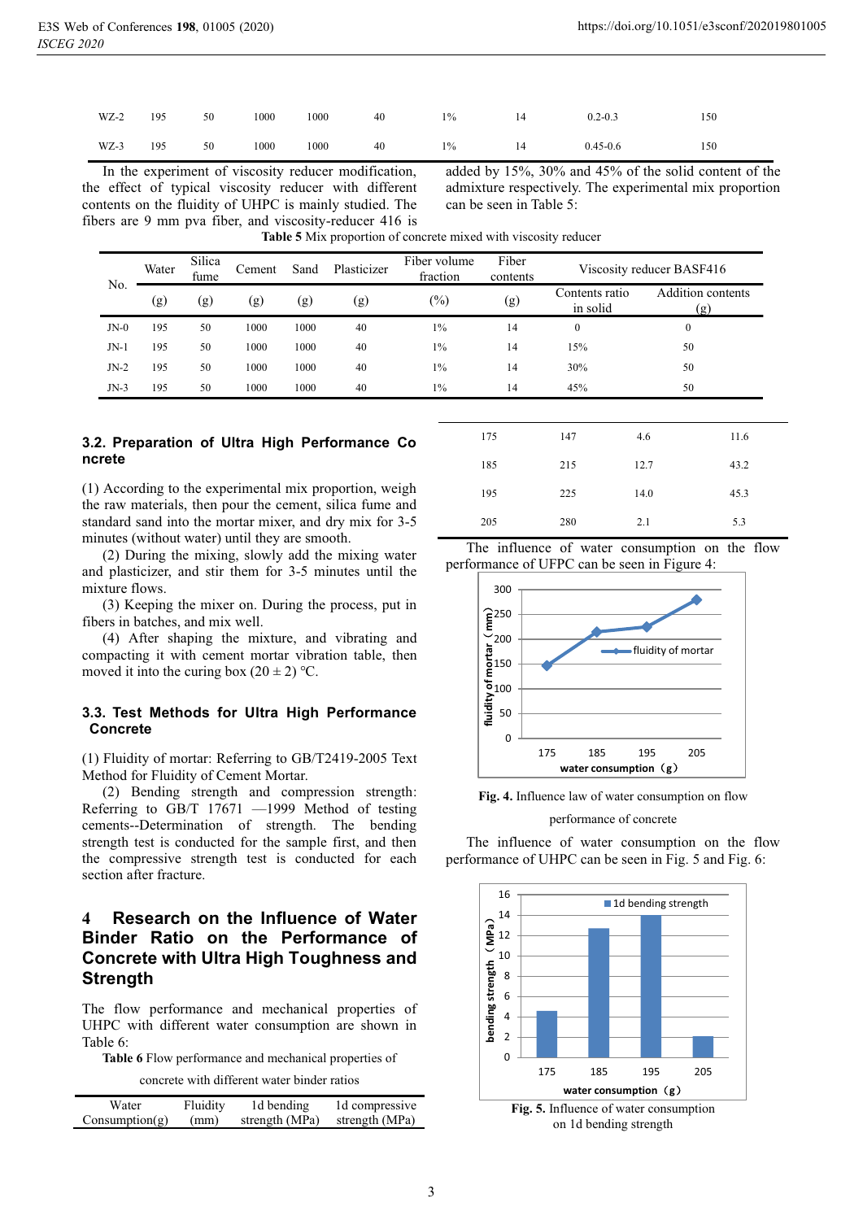| WZ-2 | 195 | 50 | 1000 | 1000 | 40 | 1% | 14 | 0.2-0.3 | 150 |
|---|---|---|---|---|---|---|---|---|---|
| WZ-3 | 195 | 50 | 1000 | 1000 | 40 | 1% | 14 | 0.45-0.6 | 150 |

In the experiment of viscosity reducer modification, the effect of typical viscosity reducer with different contents on the fluidity of UHPC is mainly studied. The fibers are 9 mm pva fiber, and viscosity-reducer 416 is added by 15%, 30% and 45% of the solid content of the admixture respectively. The experimental mix proportion can be seen in Table 5:

**Table 5** Mix proportion of concrete mixed with viscosity reducer

| No. | Water | Silica fume | Cement | Sand | Plasticizer | Fiber volume fraction | Fiber contents | Viscosity reducer BASF416 | |
|---|---|---|---|---|---|---|---|---|---|
| | (g) | (g) | (g) | (g) | (g) | (%) | (g) | Contents ratio in solid | Addition contents (g) |
| JN-0 | 195 | 50 | 1000 | 1000 | 40 | 1% | 14 | 0 | 0 |
| JN-1 | 195 | 50 | 1000 | 1000 | 40 | 1% | 14 | 15% | 50 |
| JN-2 | 195 | 50 | 1000 | 1000 | 40 | 1% | 14 | 30% | 50 |
| JN-3 | 195 | 50 | 1000 | 1000 | 40 | 1% | 14 | 45% | 50 |

### 3.2. Preparation of Ultra High Performance Concrete

(1) According to the experimental mix proportion, weigh the raw materials, then pour the cement, silica fume and standard sand into the mortar mixer, and dry mix for 3-5 minutes (without water) until they are smooth.

(2) During the mixing, slowly add the mixing water and plasticizer, and stir them for 3-5 minutes until the mixture flows.

(3) Keeping the mixer on. During the process, put in fibers in batches, and mix well.

(4) After shaping the mixture, and vibrating and compacting it with cement mortar vibration table, then moved it into the curing box (20 ± 2) ℃.

### 3.3. Test Methods for Ultra High Performance Concrete

(1) Fluidity of mortar: Referring to GB/T2419-2005 Text Method for Fluidity of Cement Mortar.

(2) Bending strength and compression strength: Referring to GB/T 17671 —1999 Method of testing cements--Determination of strength. The bending strength test is conducted for the sample first, and then the compressive strength test is conducted for each section after fracture.

## 4 Research on the Influence of Water Binder Ratio on the Performance of Concrete with Ultra High Toughness and Strength

The flow performance and mechanical properties of UHPC with different water consumption are shown in Table 6:

**Table 6** Flow performance and mechanical properties of concrete with different water binder ratios

| Water Consumption(g) | Fluidity (mm) | 1d bending strength (MPa) | 1d compressive strength (MPa) |
|---|---|---|---|
| 175 | 147 | 4.6 | 11.6 |
| 185 | 215 | 12.7 | 43.2 |
| 195 | 225 | 14.0 | 45.3 |
| 205 | 280 | 2.1 | 5.3 |

The influence of water consumption on the flow performance of UFPC can be seen in Figure 4:

**Fig. 4.** Influence law of water consumption on flow performance of concrete

The influence of water consumption on the flow performance of UHPC can be seen in Fig. 5 and Fig. 6:

**Fig. 5.** Influence of water consumption on 1d bending strength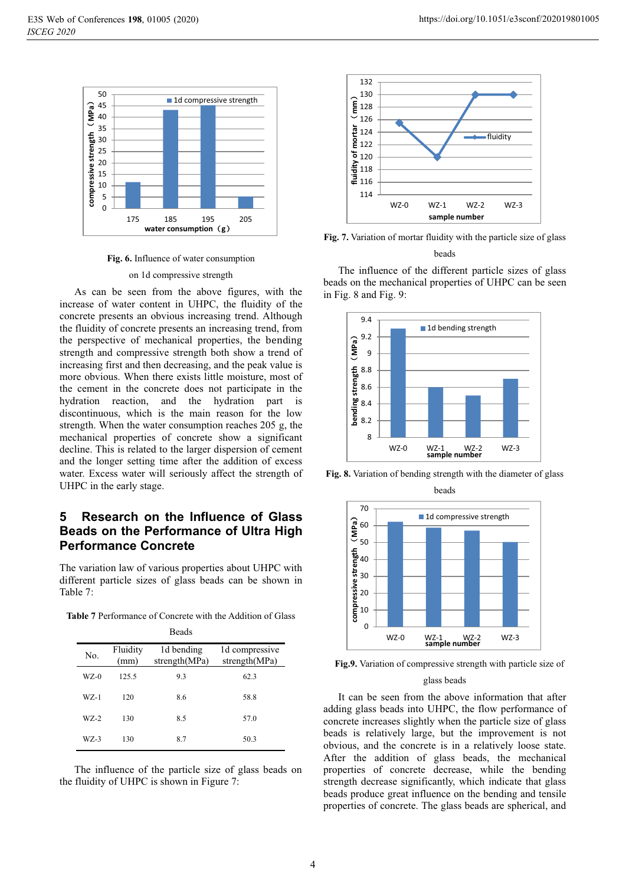Fig. 6. Influence of water consumption on 1d compressive strength

As can be seen from the above figures, with the increase of water content in UHPC, the fluidity of the concrete presents an obvious increasing trend. Although the fluidity of concrete presents an increasing trend, from the perspective of mechanical properties, the bending strength and compressive strength both show a trend of increasing first and then decreasing, and the peak value is more obvious. When there exists little moisture, most of the cement in the concrete does not participate in the hydration reaction, and the hydration part is discontinuous, which is the main reason for the low strength. When the water consumption reaches 205 g, the mechanical properties of concrete show a significant decline. This is related to the larger dispersion of cement and the longer setting time after the addition of excess water. Excess water will seriously affect the strength of UHPC in the early stage.

## 5 Research on the Influence of Glass Beads on the Performance of Ultra High Performance Concrete

The variation law of various properties about UHPC with different particle sizes of glass beads can be shown in Table 7:

**Table 7** Performance of Concrete with the Addition of Glass Beads

| No. | Fluidity (mm) | 1d bending strength(MPa) | 1d compressive strength(MPa) |
|---|---|---|---|
| WZ-0 | 125.5 | 9.3 | 62.3 |
| WZ-1 | 120 | 8.6 | 58.8 |
| WZ-2 | 130 | 8.5 | 57.0 |
| WZ-3 | 130 | 8.7 | 50.3 |

The influence of the particle size of glass beads on the fluidity of UHPC is shown in Figure 7:

**Fig. 7.** Variation of mortar fluidity with the particle size of glass beads

The influence of the different particle sizes of glass beads on the mechanical properties of UHPC can be seen in Fig. 8 and Fig. 9:

**Fig. 8.** Variation of bending strength with the diameter of glass beads

**Fig.9.** Variation of compressive strength with particle size of glass beads

It can be seen from the above information that after adding glass beads into UHPC, the flow performance of concrete increases slightly when the particle size of glass beads is relatively large, but the improvement is not obvious, and the concrete is in a relatively loose state. After the addition of glass beads, the mechanical properties of concrete decrease, while the bending strength decrease significantly, which indicate that glass beads produce great influence on the bending and tensile properties of concrete. The glass beads are spherical, and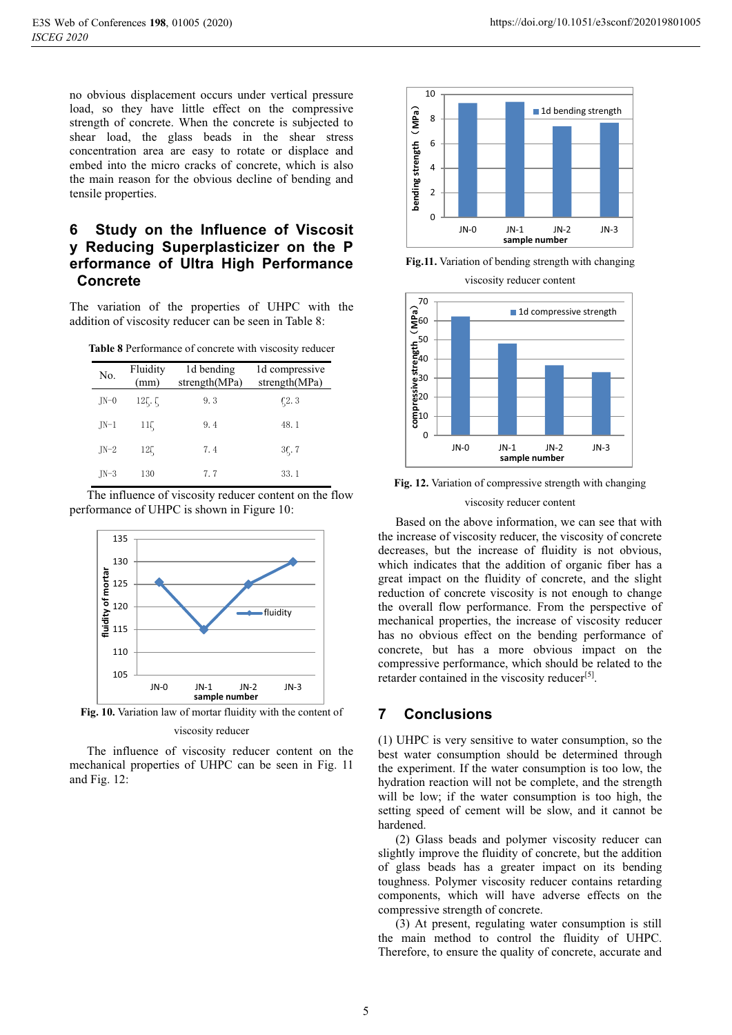no obvious displacement occurs under vertical pressure load, so they have little effect on the compressive strength of concrete. When the concrete is subjected to shear load, the glass beads in the shear stress concentration area are easy to rotate or displace and embed into the micro cracks of concrete, which is also the main reason for the obvious decline of bending and tensile properties.

## 6 Study on the Influence of Viscosity Reducing Superplasticizer on the Performance of Ultra High Performance Concrete

The variation of the properties of UHPC with the addition of viscosity reducer can be seen in Table 8:

**Table 8** Performance of concrete with viscosity reducer

| No. | Fluidity (mm) | 1d bending strength(MPa) | 1d compressive strength(MPa) |
|---|---|---|---|
| JN-0 | 125.5 | 9.3 | 62.3 |
| JN-1 | 115 | 9.4 | 48.1 |
| JN-2 | 125 | 7.4 | 36.7 |
| JN-3 | 130 | 7.7 | 33.1 |

The influence of viscosity reducer content on the flow performance of UHPC is shown in Figure 10:

**Fig. 10.** Variation law of mortar fluidity with the content of viscosity reducer

The influence of viscosity reducer content on the mechanical properties of UHPC can be seen in Fig. 11 and Fig. 12:

**Fig.11.** Variation of bending strength with changing viscosity reducer content

**Fig. 12.** Variation of compressive strength with changing viscosity reducer content

Based on the above information, we can see that with the increase of viscosity reducer, the viscosity of concrete decreases, but the increase of fluidity is not obvious, which indicates that the addition of organic fiber has a great impact on the fluidity of concrete, and the slight reduction of concrete viscosity is not enough to change the overall flow performance. From the perspective of mechanical properties, the increase of viscosity reducer has no obvious effect on the bending performance of concrete, but has a more obvious impact on the compressive performance, which should be related to the retarder contained in the viscosity reducer[5].

## 7 Conclusions

(1) UHPC is very sensitive to water consumption, so the best water consumption should be determined through the experiment. If the water consumption is too low, the hydration reaction will not be complete, and the strength will be low; if the water consumption is too high, the setting speed of cement will be slow, and it cannot be hardened.

(2) Glass beads and polymer viscosity reducer can slightly improve the fluidity of concrete, but the addition of glass beads has a greater impact on its bending toughness. Polymer viscosity reducer contains retarding components, which will have adverse effects on the compressive strength of concrete.

(3) At present, regulating water consumption is still the main method to control the fluidity of UHPC. Therefore, to ensure the quality of concrete, accurate and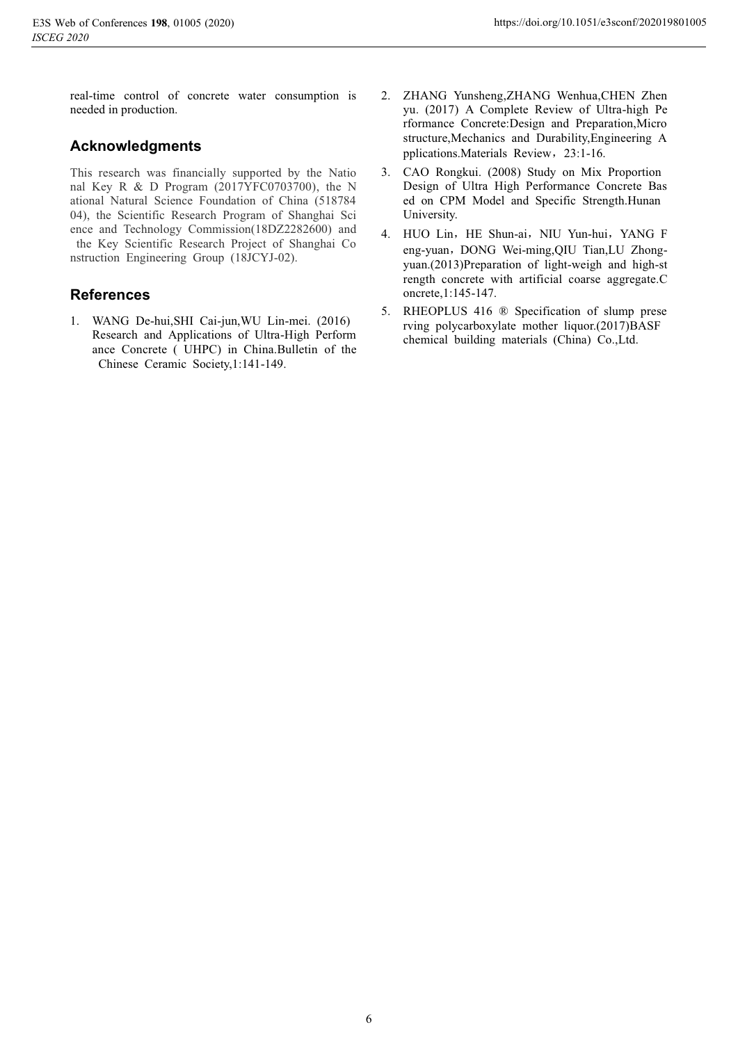real-time control of concrete water consumption is needed in production.

## Acknowledgments

This research was financially supported by the Natio nal Key R & D Program (2017YFC0703700), the N ational Natural Science Foundation of China (518784 04), the Scientific Research Program of Shanghai Sci ence and Technology Commission(18DZ2282600) and the Key Scientific Research Project of Shanghai Co nstruction Engineering Group (18JCYJ-02).

## References

1. WANG De-hui,SHI Cai-jun,WU Lin-mei. (2016) Research and Applications of Ultra-High Perform ance Concrete ( UHPC) in China.Bulletin of the Chinese Ceramic Society,1:141-149.
2. ZHANG Yunsheng,ZHANG Wenhua,CHEN Zhen yu. (2017) A Complete Review of Ultra-high Pe rformance Concrete:Design and Preparation,Micro structure,Mechanics and Durability,Engineering A pplications.Materials Review，23:1-16.
3. CAO Rongkui. (2008) Study on Mix Proportion Design of Ultra High Performance Concrete Bas ed on CPM Model and Specific Strength.Hunan University.
4. HUO Lin，HE Shun-ai，NIU Yun-hui，YANG F eng-yuan，DONG Wei-ming,QIU Tian,LU Zhong-yuan.(2013)Preparation of light-weigh and high-st rength concrete with artificial coarse aggregate.C oncrete,1:145-147.
5. RHEOPLUS 416 ® Specification of slump prese rving polycarboxylate mother liquor.(2017)BASF chemical building materials (China) Co.,Ltd.